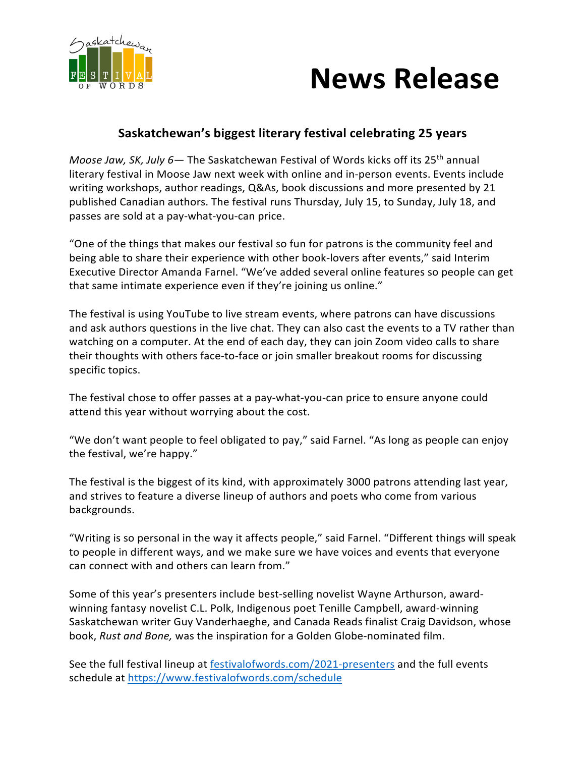# News Release

## Saskatchewan's biggest literary festival celebrating 25 years

*Moose Jaw, SK, July 6*— The Saskatchewan Festival of Words kicks off its 25th annual literary festival in Moose Jaw next week with online and in-person events. Events include writing workshops, author readings, Q&As, book discussions and more presented by 21 published Canadian authors. The festival runs Thursday, July 15, to Sunday, July 18, and passes are sold at a pay-what-you-can price.

"One of the things that makes our festival so fun for patrons is the community feel and being able to share their experience with other book-lovers after events," said Interim Executive Director Amanda Farnel. "We've added several online features so people can get that same intimate experience even if they're joining us online."

The festival is using YouTube to live stream events, where patrons can have discussions and ask authors questions in the live chat. They can also cast the events to a TV rather than watching on a computer. At the end of each day, they can join Zoom video calls to share their thoughts with others face-to-face or join smaller breakout rooms for discussing specific topics.

The festival chose to offer passes at a pay-what-you-can price to ensure anyone could attend this year without worrying about the cost.

"We don't want people to feel obligated to pay," said Farnel. "As long as people can enjoy the festival, we're happy."

The festival is the biggest of its kind, with approximately 3000 patrons attending last year, and strives to feature a diverse lineup of authors and poets who come from various backgrounds.

"Writing is so personal in the way it affects people," said Farnel. "Different things will speak to people in different ways, and we make sure we have voices and events that everyone can connect with and others can learn from."

Some of this year's presenters include best-selling novelist Wayne Arthurson, award-winning fantasy novelist C.L. Polk, Indigenous poet Tenille Campbell, award-winning Saskatchewan writer Guy Vanderhaeghe, and Canada Reads finalist Craig Davidson, whose book, *Rust and Bone,* was the inspiration for a Golden Globe-nominated film.

See the full festival lineup at [festivalofwords.com/2021-presenters](festivalofwords.com/2021-presenters) and the full events schedule at [https://www.festivalofwords.com/schedule](https://www.festivalofwords.com/schedule)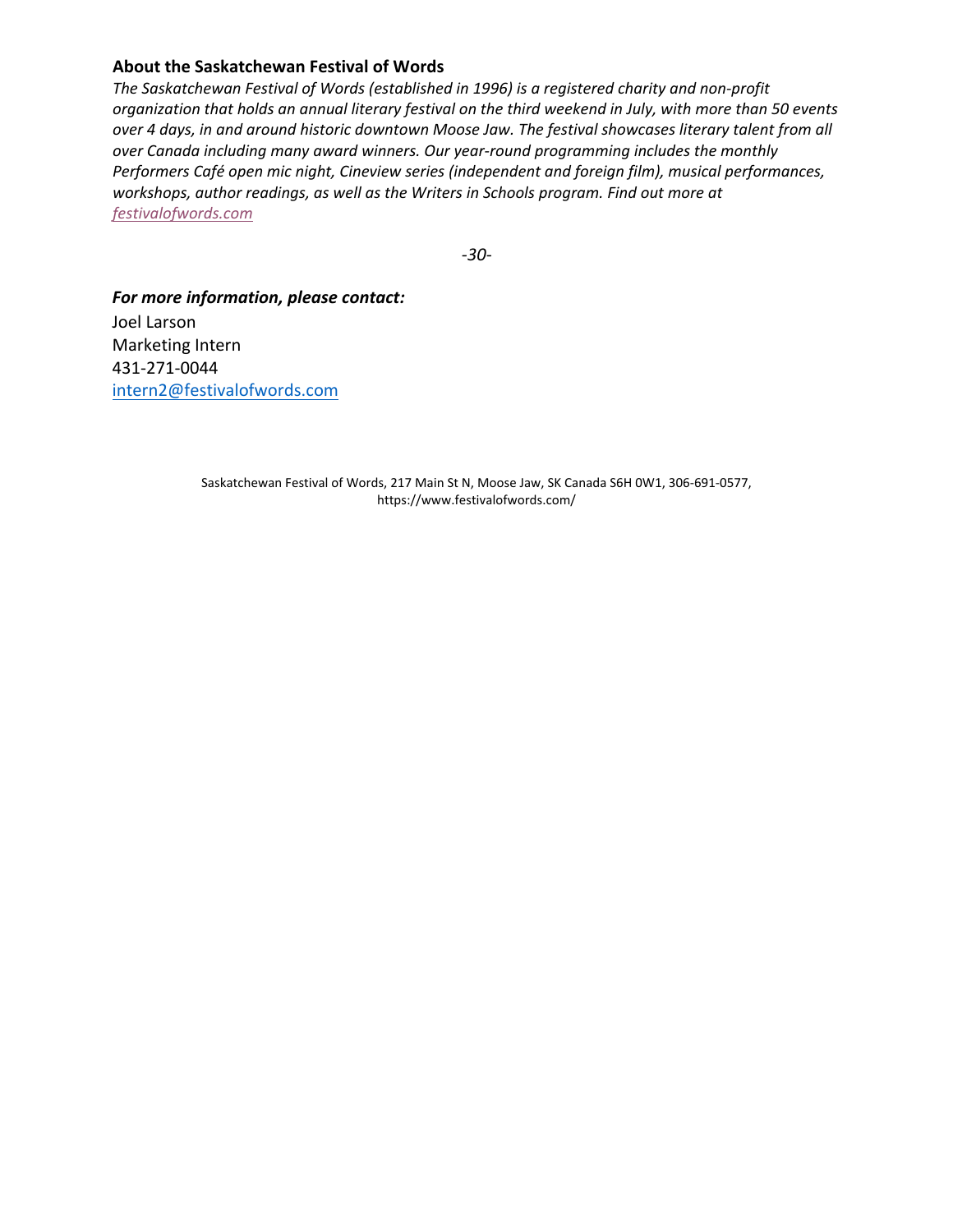**About the Saskatchewan Festival of Words**

*The Saskatchewan Festival of Words (established in 1996) is a registered charity and non-profit organization that holds an annual literary festival on the third weekend in July, with more than 50 events over 4 days, in and around historic downtown Moose Jaw. The festival showcases literary talent from all over Canada including many award winners. Our year-round programming includes the monthly Performers Café open mic night, Cineview series (independent and foreign film), musical performances, workshops, author readings, as well as the Writers in Schools program. Find out more at [festivalofwords.com](festivalofwords.com)*

*-30-*

***For more information, please contact:***

Joel Larson
Marketing Intern
431-271-0044
intern2@festivalofwords.com

Saskatchewan Festival of Words, 217 Main St N, Moose Jaw, SK Canada S6H 0W1, 306-691-0577, https://www.festivalofwords.com/